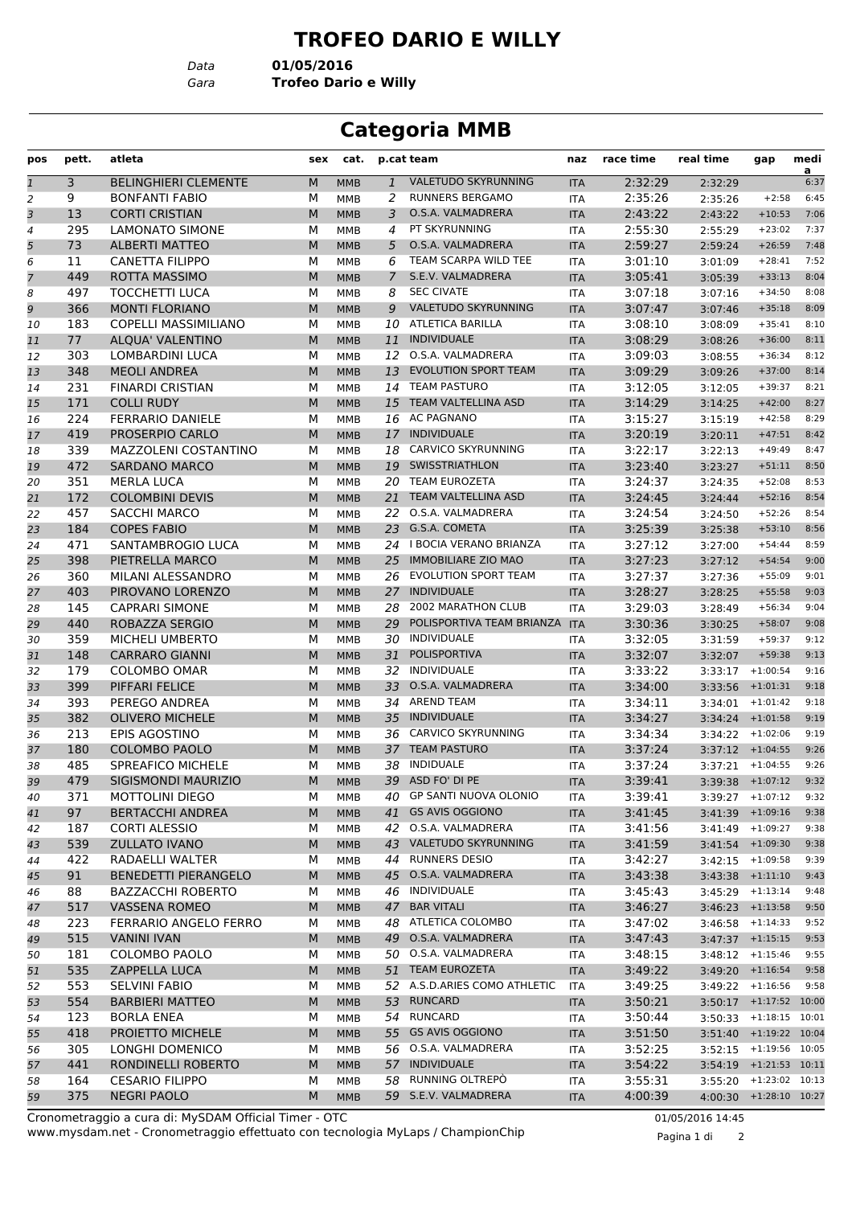# TROFEO DARIO E WILLY

Data **01/05/2016**
Gara **Trofeo Dario e Willy**

## Categoria MMB

| pos | pett. | atleta | sex | cat. | p.cat | team | naz | race time | real time | gap | media |
|---|---|---|---|---|---|---|---|---|---|---|---|
| 1 | 3 | BELINGHIERI CLEMENTE | M | MMB | 1 | VALETUDO SKYRUNNING | ITA | 2:32:29 | 2:32:29 | | 6:37 |
| 2 | 9 | BONFANTI FABIO | M | MMB | 2 | RUNNERS BERGAMO | ITA | 2:35:26 | 2:35:26 | +2:58 | 6:45 |
| 3 | 13 | CORTI CRISTIAN | M | MMB | 3 | O.S.A. VALMADRERA | ITA | 2:43:22 | 2:43:22 | +10:53 | 7:06 |
| 4 | 295 | LAMONATO SIMONE | M | MMB | 4 | PT SKYRUNNING | ITA | 2:55:30 | 2:55:29 | +23:02 | 7:37 |
| 5 | 73 | ALBERTI MATTEO | M | MMB | 5 | O.S.A. VALMADRERA | ITA | 2:59:27 | 2:59:24 | +26:59 | 7:48 |
| 6 | 11 | CANETTA FILIPPO | M | MMB | 6 | TEAM SCARPA WILD TEE | ITA | 3:01:10 | 3:01:09 | +28:41 | 7:52 |
| 7 | 449 | ROTTA MASSIMO | M | MMB | 7 | S.E.V. VALMADRERA | ITA | 3:05:41 | 3:05:39 | +33:13 | 8:04 |
| 8 | 497 | TOCCHETTI LUCA | M | MMB | 8 | SEC CIVATE | ITA | 3:07:18 | 3:07:16 | +34:50 | 8:08 |
| 9 | 366 | MONTI FLORIANO | M | MMB | 9 | VALETUDO SKYRUNNING | ITA | 3:07:47 | 3:07:46 | +35:18 | 8:09 |
| 10 | 183 | COPELLI MASSIMILIANO | M | MMB | 10 | ATLETICA BARILLA | ITA | 3:08:10 | 3:08:09 | +35:41 | 8:10 |
| 11 | 77 | ALQUA' VALENTINO | M | MMB | 11 | INDIVIDUALE | ITA | 3:08:29 | 3:08:26 | +36:00 | 8:11 |
| 12 | 303 | LOMBARDINI LUCA | M | MMB | 12 | O.S.A. VALMADRERA | ITA | 3:09:03 | 3:08:55 | +36:34 | 8:12 |
| 13 | 348 | MEOLI ANDREA | M | MMB | 13 | EVOLUTION SPORT TEAM | ITA | 3:09:29 | 3:09:26 | +37:00 | 8:14 |
| 14 | 231 | FINARDI CRISTIAN | M | MMB | 14 | TEAM PASTURO | ITA | 3:12:05 | 3:12:05 | +39:37 | 8:21 |
| 15 | 171 | COLLI RUDY | M | MMB | 15 | TEAM VALTELLINA ASD | ITA | 3:14:29 | 3:14:25 | +42:00 | 8:27 |
| 16 | 224 | FERRARIO DANIELE | M | MMB | 16 | AC PAGNANO | ITA | 3:15:27 | 3:15:19 | +42:58 | 8:29 |
| 17 | 419 | PROSERPIO CARLO | M | MMB | 17 | INDIVIDUALE | ITA | 3:20:19 | 3:20:11 | +47:51 | 8:42 |
| 18 | 339 | MAZZOLENI COSTANTINO | M | MMB | 18 | CARVICO SKYRUNNING | ITA | 3:22:17 | 3:22:13 | +49:49 | 8:47 |
| 19 | 472 | SARDANO MARCO | M | MMB | 19 | SWISSTRIATHLON | ITA | 3:23:40 | 3:23:27 | +51:11 | 8:50 |
| 20 | 351 | MERLA LUCA | M | MMB | 20 | TEAM EUROZETA | ITA | 3:24:37 | 3:24:35 | +52:08 | 8:53 |
| 21 | 172 | COLOMBINI DEVIS | M | MMB | 21 | TEAM VALTELLINA ASD | ITA | 3:24:45 | 3:24:44 | +52:16 | 8:54 |
| 22 | 457 | SACCHI MARCO | M | MMB | 22 | O.S.A. VALMADRERA | ITA | 3:24:54 | 3:24:50 | +52:26 | 8:54 |
| 23 | 184 | COPES FABIO | M | MMB | 23 | G.S.A. COMETA | ITA | 3:25:39 | 3:25:38 | +53:10 | 8:56 |
| 24 | 471 | SANTAMBROGIO LUCA | M | MMB | 24 | I BOCIA VERANO BRIANZA | ITA | 3:27:12 | 3:27:00 | +54:44 | 8:59 |
| 25 | 398 | PIETRELLA MARCO | M | MMB | 25 | IMMOBILIARE ZIO MAO | ITA | 3:27:23 | 3:27:12 | +54:54 | 9:00 |
| 26 | 360 | MILANI ALESSANDRO | M | MMB | 26 | EVOLUTION SPORT TEAM | ITA | 3:27:37 | 3:27:36 | +55:09 | 9:01 |
| 27 | 403 | PIROVANO LORENZO | M | MMB | 27 | INDIVIDUALE | ITA | 3:28:27 | 3:28:25 | +55:58 | 9:03 |
| 28 | 145 | CAPRARI SIMONE | M | MMB | 28 | 2002 MARATHON CLUB | ITA | 3:29:03 | 3:28:49 | +56:34 | 9:04 |
| 29 | 440 | ROBAZZA SERGIO | M | MMB | 29 | POLISPORTIVA TEAM BRIANZA | ITA | 3:30:36 | 3:30:25 | +58:07 | 9:08 |
| 30 | 359 | MICHELI UMBERTO | M | MMB | 30 | INDIVIDUALE | ITA | 3:32:05 | 3:31:59 | +59:37 | 9:12 |
| 31 | 148 | CARRARO GIANNI | M | MMB | 31 | POLISPORTIVA | ITA | 3:32:07 | 3:32:07 | +59:38 | 9:13 |
| 32 | 179 | COLOMBO OMAR | M | MMB | 32 | INDIVIDUALE | ITA | 3:33:22 | 3:33:17 | +1:00:54 | 9:16 |
| 33 | 399 | PIFFARI FELICE | M | MMB | 33 | O.S.A. VALMADRERA | ITA | 3:34:00 | 3:33:56 | +1:01:31 | 9:18 |
| 34 | 393 | PEREGO ANDREA | M | MMB | 34 | AREND TEAM | ITA | 3:34:11 | 3:34:01 | +1:01:42 | 9:18 |
| 35 | 382 | OLIVERO MICHELE | M | MMB | 35 | INDIVIDUALE | ITA | 3:34:27 | 3:34:24 | +1:01:58 | 9:19 |
| 36 | 213 | EPIS AGOSTINO | M | MMB | 36 | CARVICO SKYRUNNING | ITA | 3:34:34 | 3:34:22 | +1:02:06 | 9:19 |
| 37 | 180 | COLOMBO PAOLO | M | MMB | 37 | TEAM PASTURO | ITA | 3:37:24 | 3:37:12 | +1:04:55 | 9:26 |
| 38 | 485 | SPREAFICO MICHELE | M | MMB | 38 | INDIDUALE | ITA | 3:37:24 | 3:37:21 | +1:04:55 | 9:26 |
| 39 | 479 | SIGISMONDI MAURIZIO | M | MMB | 39 | ASD FO' DI PE | ITA | 3:39:41 | 3:39:38 | +1:07:12 | 9:32 |
| 40 | 371 | MOTTOLINI DIEGO | M | MMB | 40 | GP SANTI NUOVA OLONIO | ITA | 3:39:41 | 3:39:27 | +1:07:12 | 9:32 |
| 41 | 97 | BERTACCHI ANDREA | M | MMB | 41 | GS AVIS OGGIONO | ITA | 3:41:45 | 3:41:39 | +1:09:16 | 9:38 |
| 42 | 187 | CORTI ALESSIO | M | MMB | 42 | O.S.A. VALMADRERA | ITA | 3:41:56 | 3:41:49 | +1:09:27 | 9:38 |
| 43 | 539 | ZULLATO IVANO | M | MMB | 43 | VALETUDO SKYRUNNING | ITA | 3:41:59 | 3:41:54 | +1:09:30 | 9:38 |
| 44 | 422 | RADAELLI WALTER | M | MMB | 44 | RUNNERS DESIO | ITA | 3:42:27 | 3:42:15 | +1:09:58 | 9:39 |
| 45 | 91 | BENEDETTI PIERANGELO | M | MMB | 45 | O.S.A. VALMADRERA | ITA | 3:43:38 | 3:43:38 | +1:11:10 | 9:43 |
| 46 | 88 | BAZZACCHI ROBERTO | M | MMB | 46 | INDIVIDUALE | ITA | 3:45:43 | 3:45:29 | +1:13:14 | 9:48 |
| 47 | 517 | VASSENA ROMEO | M | MMB | 47 | BAR VITALI | ITA | 3:46:27 | 3:46:23 | +1:13:58 | 9:50 |
| 48 | 223 | FERRARIO ANGELO FERRO | M | MMB | 48 | ATLETICA COLOMBO | ITA | 3:47:02 | 3:46:58 | +1:14:33 | 9:52 |
| 49 | 515 | VANINI IVAN | M | MMB | 49 | O.S.A. VALMADRERA | ITA | 3:47:43 | 3:47:37 | +1:15:15 | 9:53 |
| 50 | 181 | COLOMBO PAOLO | M | MMB | 50 | O.S.A. VALMADRERA | ITA | 3:48:15 | 3:48:12 | +1:15:46 | 9:55 |
| 51 | 535 | ZAPPELLA LUCA | M | MMB | 51 | TEAM EUROZETA | ITA | 3:49:22 | 3:49:20 | +1:16:54 | 9:58 |
| 52 | 553 | SELVINI FABIO | M | MMB | 52 | A.S.D.ARIES COMO ATHLETIC | ITA | 3:49:25 | 3:49:22 | +1:16:56 | 9:58 |
| 53 | 554 | BARBIERI MATTEO | M | MMB | 53 | RUNCARD | ITA | 3:50:21 | 3:50:17 | +1:17:52 | 10:00 |
| 54 | 123 | BORLA ENEA | M | MMB | 54 | RUNCARD | ITA | 3:50:44 | 3:50:33 | +1:18:15 | 10:01 |
| 55 | 418 | PROIETTO MICHELE | M | MMB | 55 | GS AVIS OGGIONO | ITA | 3:51:50 | 3:51:40 | +1:19:22 | 10:04 |
| 56 | 305 | LONGHI DOMENICO | M | MMB | 56 | O.S.A. VALMADRERA | ITA | 3:52:25 | 3:52:15 | +1:19:56 | 10:05 |
| 57 | 441 | RONDINELLI ROBERTO | M | MMB | 57 | INDIVIDUALE | ITA | 3:54:22 | 3:54:19 | +1:21:53 | 10:11 |
| 58 | 164 | CESARIO FILIPPO | M | MMB | 58 | RUNNING OLTREPÒ | ITA | 3:55:31 | 3:55:20 | +1:23:02 | 10:13 |
| 59 | 375 | NEGRI PAOLO | M | MMB | 59 | S.E.V. VALMADRERA | ITA | 4:00:39 | 4:00:30 | +1:28:10 | 10:27 |

Cronometraggio a cura di: MySDAM Official Timer - OTC
www.mysdam.net - Cronometraggio effettuato con tecnologia MyLaps / ChampionChip

01/05/2016 14:45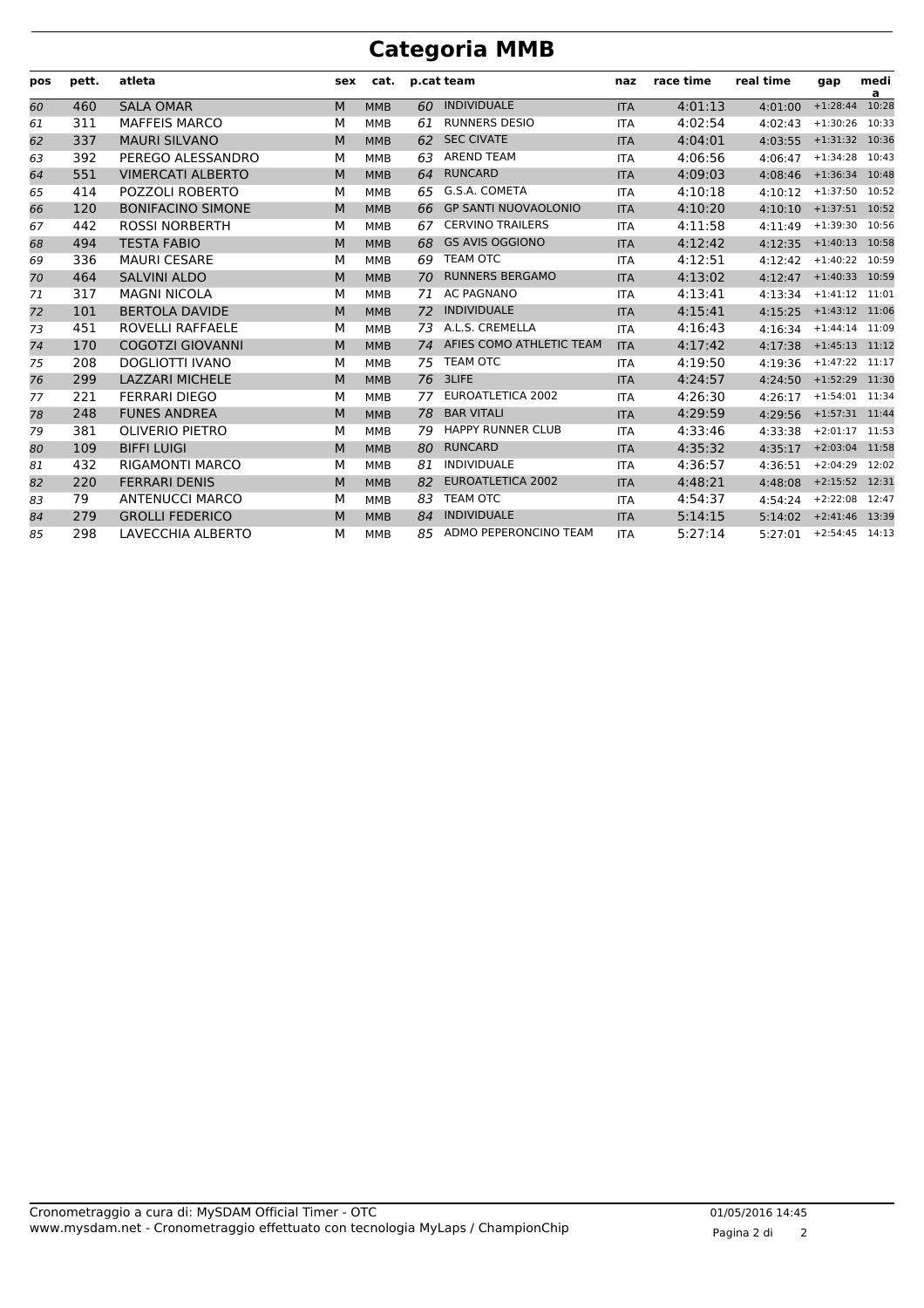# Categoria MMB

| pos | pett. | atleta | sex | cat. | p.cat | team | naz | race time | real time | gap | media |
|---|---|---|---|---|---|---|---|---|---|---|---|
| 60 | 460 | SALA OMAR | M | MMB | 60 | INDIVIDUALE | ITA | 4:01:13 | 4:01:00 | +1:28:44 | 10:28 |
| 61 | 311 | MAFFEIS MARCO | M | MMB | 61 | RUNNERS DESIO | ITA | 4:02:54 | 4:02:43 | +1:30:26 | 10:33 |
| 62 | 337 | MAURI SILVANO | M | MMB | 62 | SEC CIVATE | ITA | 4:04:01 | 4:03:55 | +1:31:32 | 10:36 |
| 63 | 392 | PEREGO ALESSANDRO | M | MMB | 63 | AREND TEAM | ITA | 4:06:56 | 4:06:47 | +1:34:28 | 10:43 |
| 64 | 551 | VIMERCATI ALBERTO | M | MMB | 64 | RUNCARD | ITA | 4:09:03 | 4:08:46 | +1:36:34 | 10:48 |
| 65 | 414 | POZZOLI ROBERTO | M | MMB | 65 | G.S.A. COMETA | ITA | 4:10:18 | 4:10:12 | +1:37:50 | 10:52 |
| 66 | 120 | BONIFACINO SIMONE | M | MMB | 66 | GP SANTI NUOVAOLONIO | ITA | 4:10:20 | 4:10:10 | +1:37:51 | 10:52 |
| 67 | 442 | ROSSI NORBERTH | M | MMB | 67 | CERVINO TRAILERS | ITA | 4:11:58 | 4:11:49 | +1:39:30 | 10:56 |
| 68 | 494 | TESTA FABIO | M | MMB | 68 | GS AVIS OGGIONO | ITA | 4:12:42 | 4:12:35 | +1:40:13 | 10:58 |
| 69 | 336 | MAURI CESARE | M | MMB | 69 | TEAM OTC | ITA | 4:12:51 | 4:12:42 | +1:40:22 | 10:59 |
| 70 | 464 | SALVINI ALDO | M | MMB | 70 | RUNNERS BERGAMO | ITA | 4:13:02 | 4:12:47 | +1:40:33 | 10:59 |
| 71 | 317 | MAGNI NICOLA | M | MMB | 71 | AC PAGNANO | ITA | 4:13:41 | 4:13:34 | +1:41:12 | 11:01 |
| 72 | 101 | BERTOLA DAVIDE | M | MMB | 72 | INDIVIDUALE | ITA | 4:15:41 | 4:15:25 | +1:43:12 | 11:06 |
| 73 | 451 | ROVELLI RAFFAELE | M | MMB | 73 | A.L.S. CREMELLA | ITA | 4:16:43 | 4:16:34 | +1:44:14 | 11:09 |
| 74 | 170 | COGOTZI GIOVANNI | M | MMB | 74 | AFIES COMO ATHLETIC TEAM | ITA | 4:17:42 | 4:17:38 | +1:45:13 | 11:12 |
| 75 | 208 | DOGLIOTTI IVANO | M | MMB | 75 | TEAM OTC | ITA | 4:19:50 | 4:19:36 | +1:47:22 | 11:17 |
| 76 | 299 | LAZZARI MICHELE | M | MMB | 76 | 3LIFE | ITA | 4:24:57 | 4:24:50 | +1:52:29 | 11:30 |
| 77 | 221 | FERRARI DIEGO | M | MMB | 77 | EUROATLETICA 2002 | ITA | 4:26:30 | 4:26:17 | +1:54:01 | 11:34 |
| 78 | 248 | FUNES ANDREA | M | MMB | 78 | BAR VITALI | ITA | 4:29:59 | 4:29:56 | +1:57:31 | 11:44 |
| 79 | 381 | OLIVERIO PIETRO | M | MMB | 79 | HAPPY RUNNER CLUB | ITA | 4:33:46 | 4:33:38 | +2:01:17 | 11:53 |
| 80 | 109 | BIFFI LUIGI | M | MMB | 80 | RUNCARD | ITA | 4:35:32 | 4:35:17 | +2:03:04 | 11:58 |
| 81 | 432 | RIGAMONTI MARCO | M | MMB | 81 | INDIVIDUALE | ITA | 4:36:57 | 4:36:51 | +2:04:29 | 12:02 |
| 82 | 220 | FERRARI DENIS | M | MMB | 82 | EUROATLETICA 2002 | ITA | 4:48:21 | 4:48:08 | +2:15:52 | 12:31 |
| 83 | 79 | ANTENUCCI MARCO | M | MMB | 83 | TEAM OTC | ITA | 4:54:37 | 4:54:24 | +2:22:08 | 12:47 |
| 84 | 279 | GROLLI FEDERICO | M | MMB | 84 | INDIVIDUALE | ITA | 5:14:15 | 5:14:02 | +2:41:46 | 13:39 |
| 85 | 298 | LAVECCHIA ALBERTO | M | MMB | 85 | ADMO PEPERONCINO TEAM | ITA | 5:27:14 | 5:27:01 | +2:54:45 | 14:13 |

Cronometraggio a cura di: MySDAM Official Timer - OTC
www.mysdam.net - Cronometraggio effettuato con tecnologia MyLaps / ChampionChip

01/05/2016 14:45